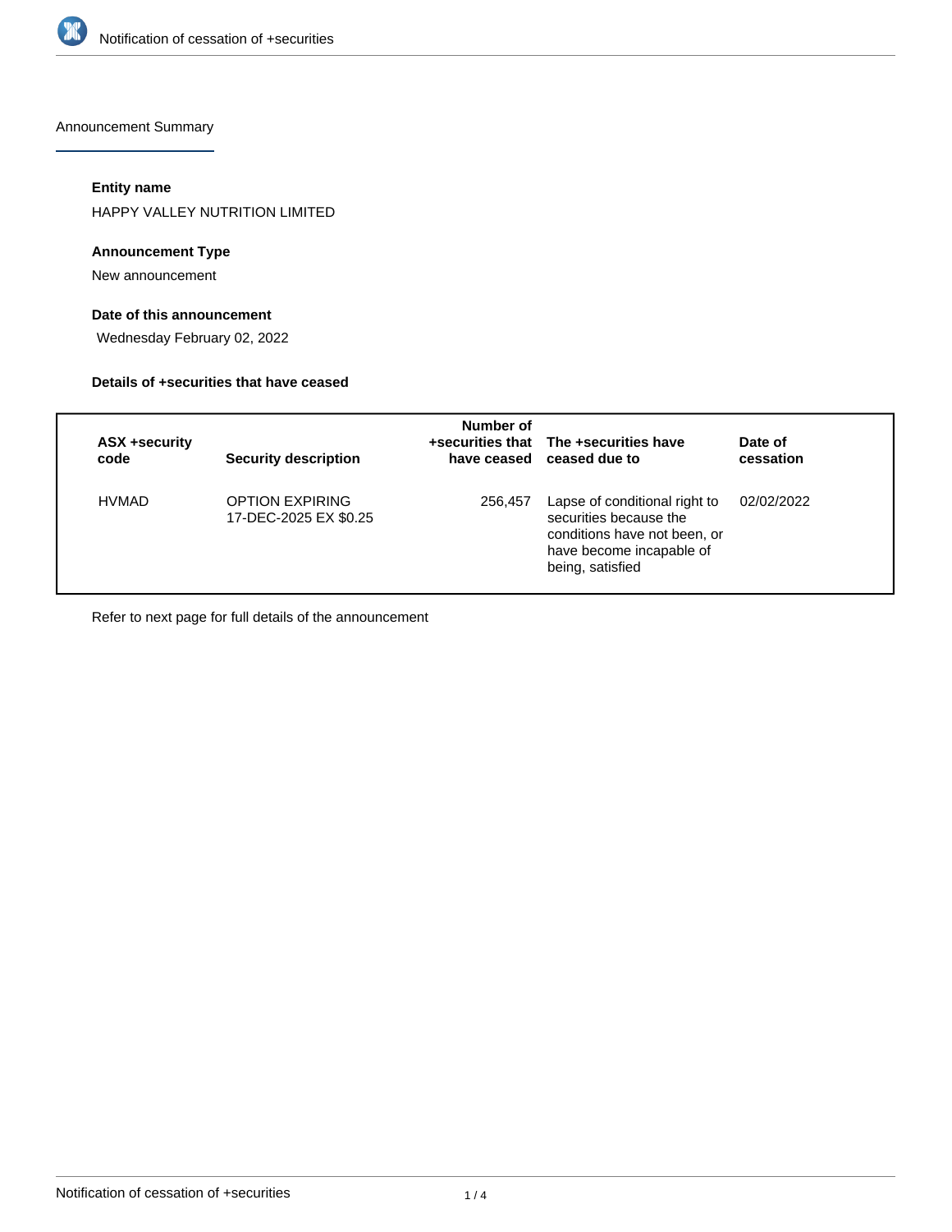# Notification of cessation of +securities

## Announcement Summary

### Entity name

HAPPY VALLEY NUTRITION LIMITED

### Announcement Type

New announcement

### Date of this announcement

Wednesday February 02, 2022

### Details of +securities that have ceased

| ASX +security code | Security description | Number of +securities that have ceased | The +securities have ceased due to | Date of cessation |
|---|---|---|---|---|
| HVMAD | OPTION EXPIRING 17-DEC-2025 EX $0.25 | 256,457 | Lapse of conditional right to securities because the conditions have not been, or have become incapable of being, satisfied | 02/02/2022 |

Refer to next page for full details of the announcement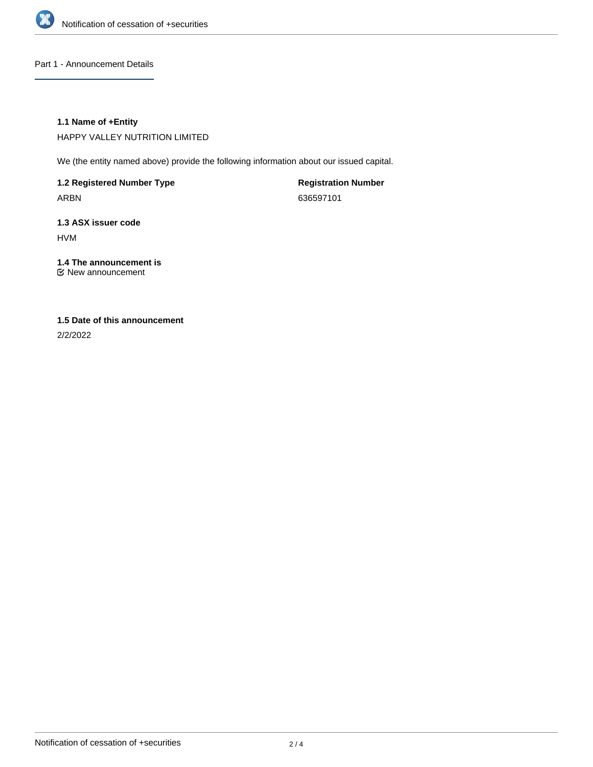## Part 1 - Announcement Details

### 1.1 Name of +Entity

HAPPY VALLEY NUTRITION LIMITED

We (the entity named above) provide the following information about our issued capital.

**1.2 Registered Number Type**

ARBN

**Registration Number**

636597101

### 1.3 ASX issuer code

HVM

### 1.4 The announcement is

☑ New announcement

### 1.5 Date of this announcement

2/2/2022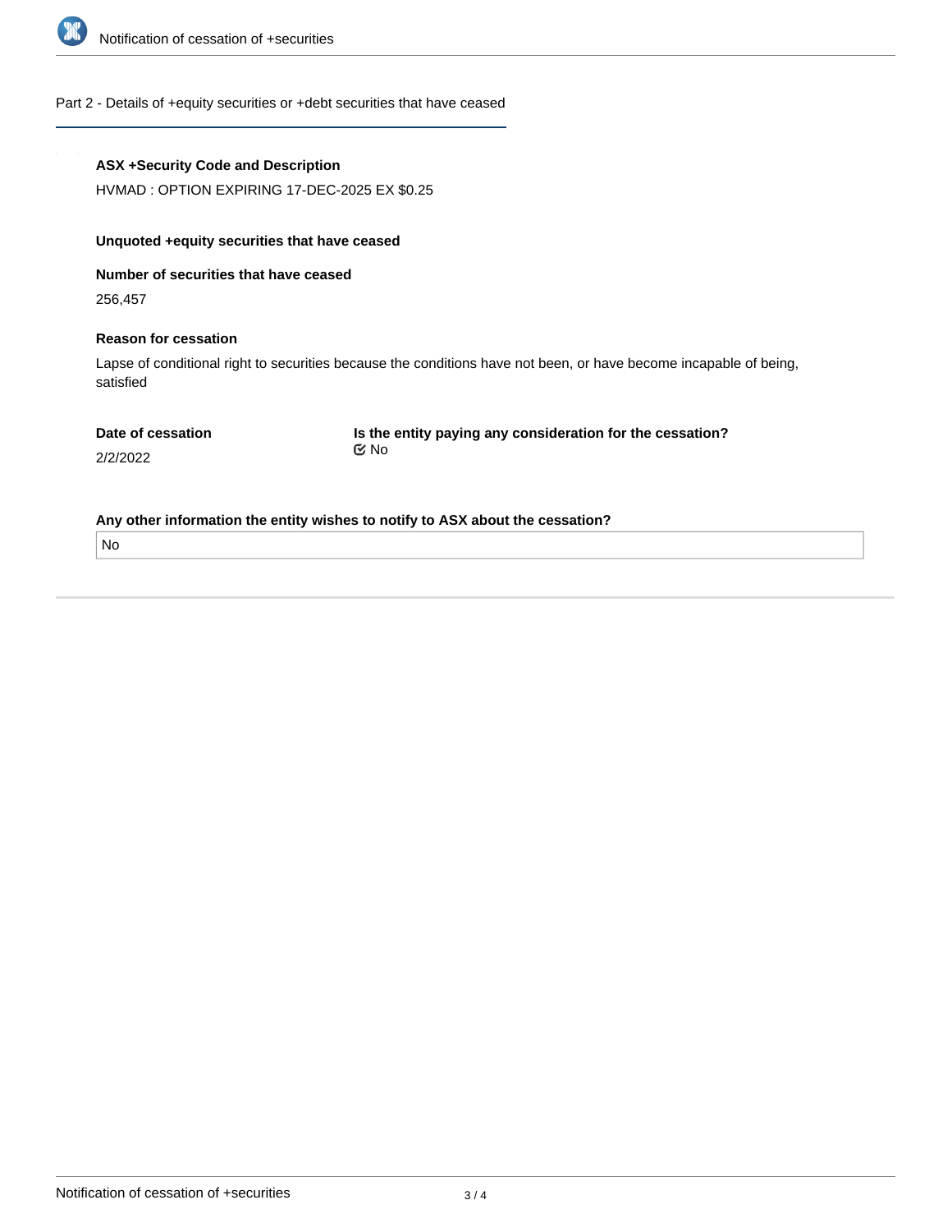Part 2 - Details of +equity securities or +debt securities that have ceased

**ASX +Security Code and Description**

HVMAD : OPTION EXPIRING 17-DEC-2025 EX $0.25

**Unquoted +equity securities that have ceased**

**Number of securities that have ceased**

256,457

**Reason for cessation**

Lapse of conditional right to securities because the conditions have not been, or have become incapable of being, satisfied

**Date of cessation**

2/2/2022

**Is the entity paying any consideration for the cessation?**

No

**Any other information the entity wishes to notify to ASX about the cessation?**

No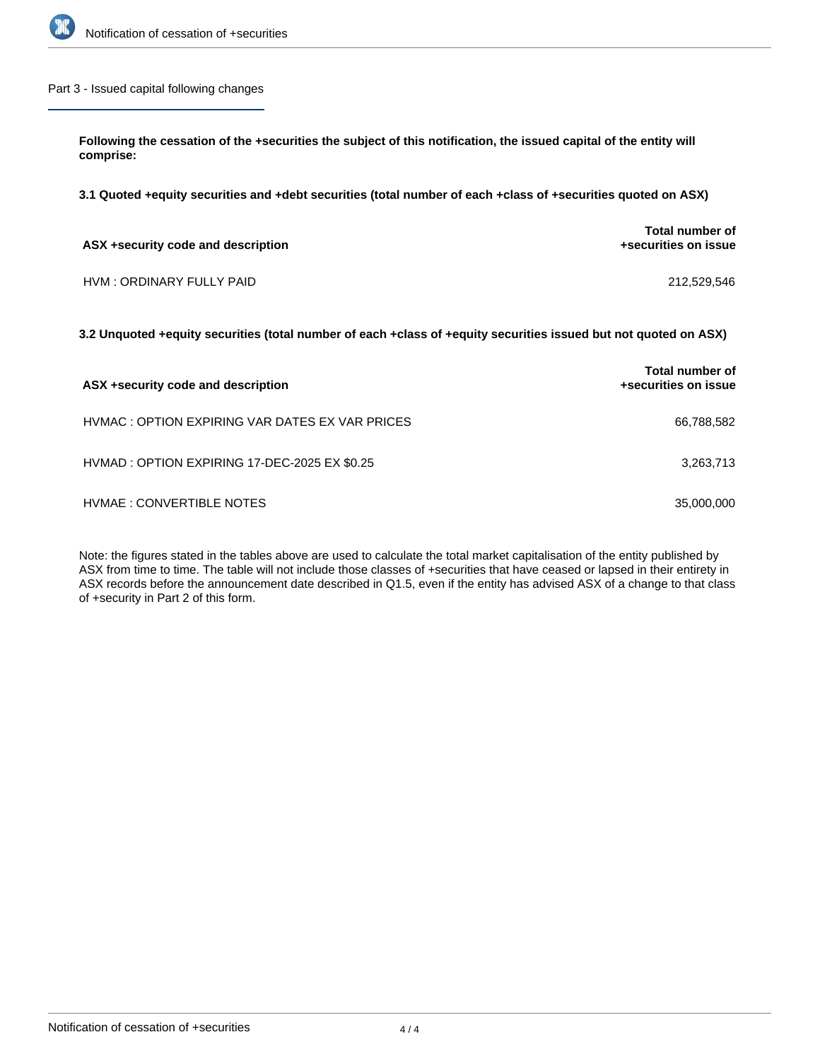## Part 3 - Issued capital following changes

**Following the cessation of the +securities the subject of this notification, the issued capital of the entity will comprise:**

**3.1 Quoted +equity securities and +debt securities (total number of each +class of +securities quoted on ASX)**

| ASX +security code and description | Total number of +securities on issue |
|---|---|
| HVM : ORDINARY FULLY PAID | 212,529,546 |

**3.2 Unquoted +equity securities (total number of each +class of +equity securities issued but not quoted on ASX)**

| ASX +security code and description | Total number of +securities on issue |
|---|---|
| HVMAC : OPTION EXPIRING VAR DATES EX VAR PRICES | 66,788,582 |
| HVMAD : OPTION EXPIRING 17-DEC-2025 EX $0.25 | 3,263,713 |
| HVMAE : CONVERTIBLE NOTES | 35,000,000 |

Note: the figures stated in the tables above are used to calculate the total market capitalisation of the entity published by ASX from time to time. The table will not include those classes of +securities that have ceased or lapsed in their entirety in ASX records before the announcement date described in Q1.5, even if the entity has advised ASX of a change to that class of +security in Part 2 of this form.